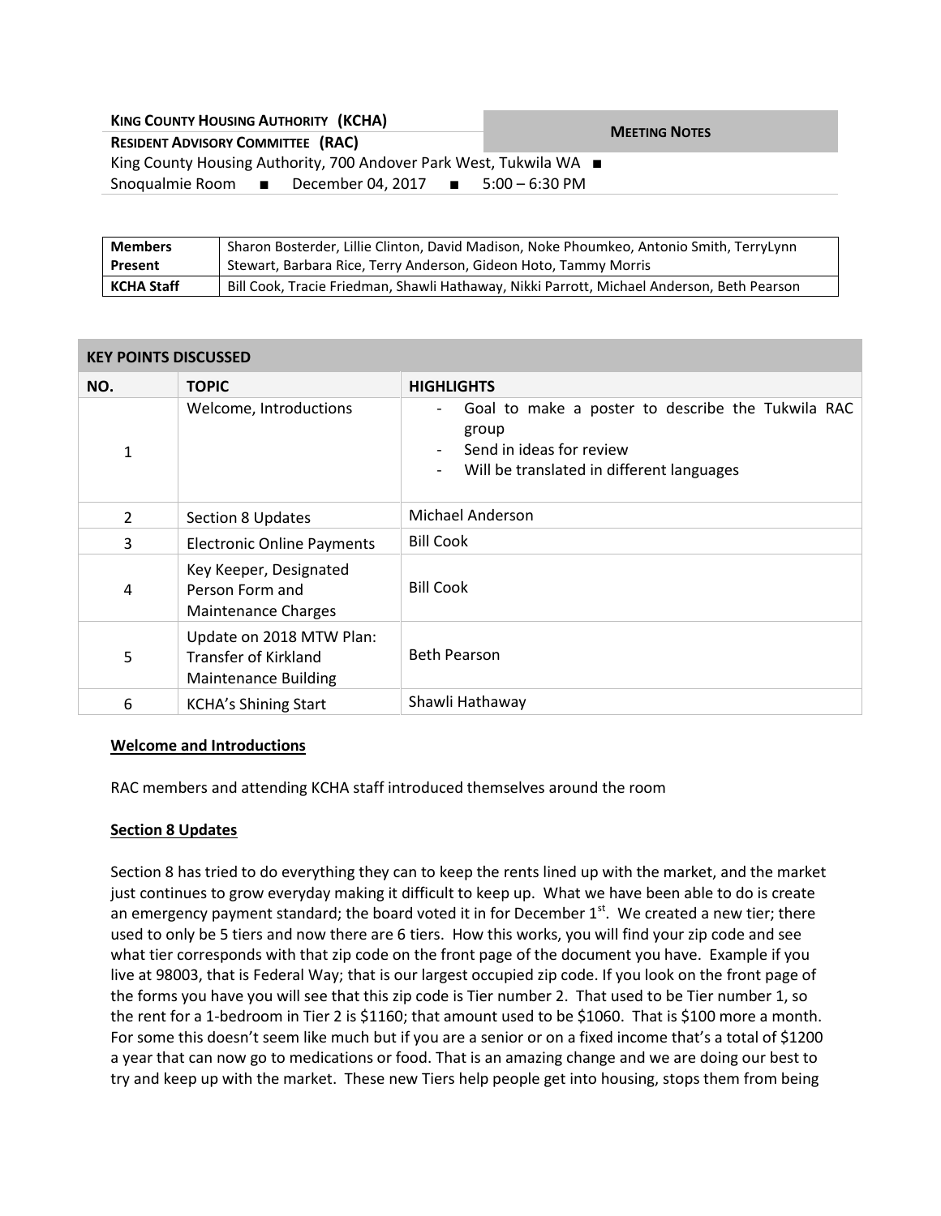| **KING COUNTY HOUSING AUTHORITY (KCHA)** | **MEETING NOTES** |
|---|---|
| **RESIDENT ADVISORY COMMITTEE (RAC)** | |

King County Housing Authority, 700 Andover Park West, Tukwila WA ■
Snoqualmie Room ■ December 04, 2017 ■ 5:00 – 6:30 PM

| **Members Present** | Sharon Bosterder, Lillie Clinton, David Madison, Noke Phoumkeo, Antonio Smith, TerryLynn Stewart, Barbara Rice, Terry Anderson, Gideon Hoto, Tammy Morris |
|---|---|
| **KCHA Staff** | Bill Cook, Tracie Friedman, Shawli Hathaway, Nikki Parrott, Michael Anderson, Beth Pearson |

**KEY POINTS DISCUSSED**

| NO. | TOPIC | HIGHLIGHTS |
|---|---|---|
| 1 | Welcome, Introductions | - Goal to make a poster to describe the Tukwila RAC group<br>- Send in ideas for review<br>- Will be translated in different languages |
| 2 | Section 8 Updates | Michael Anderson |
| 3 | Electronic Online Payments | Bill Cook |
| 4 | Key Keeper, Designated Person Form and Maintenance Charges | Bill Cook |
| 5 | Update on 2018 MTW Plan: Transfer of Kirkland Maintenance Building | Beth Pearson |
| 6 | KCHA's Shining Start | Shawli Hathaway |

**Welcome and Introductions**

RAC members and attending KCHA staff introduced themselves around the room

**Section 8 Updates**

Section 8 has tried to do everything they can to keep the rents lined up with the market, and the market just continues to grow everyday making it difficult to keep up. What we have been able to do is create an emergency payment standard; the board voted it in for December 1st. We created a new tier; there used to only be 5 tiers and now there are 6 tiers. How this works, you will find your zip code and see what tier corresponds with that zip code on the front page of the document you have. Example if you live at 98003, that is Federal Way; that is our largest occupied zip code. If you look on the front page of the forms you have you will see that this zip code is Tier number 2. That used to be Tier number 1, so the rent for a 1-bedroom in Tier 2 is $1160; that amount used to be $1060. That is $100 more a month. For some this doesn't seem like much but if you are a senior or on a fixed income that's a total of $1200 a year that can now go to medications or food. That is an amazing change and we are doing our best to try and keep up with the market. These new Tiers help people get into housing, stops them from being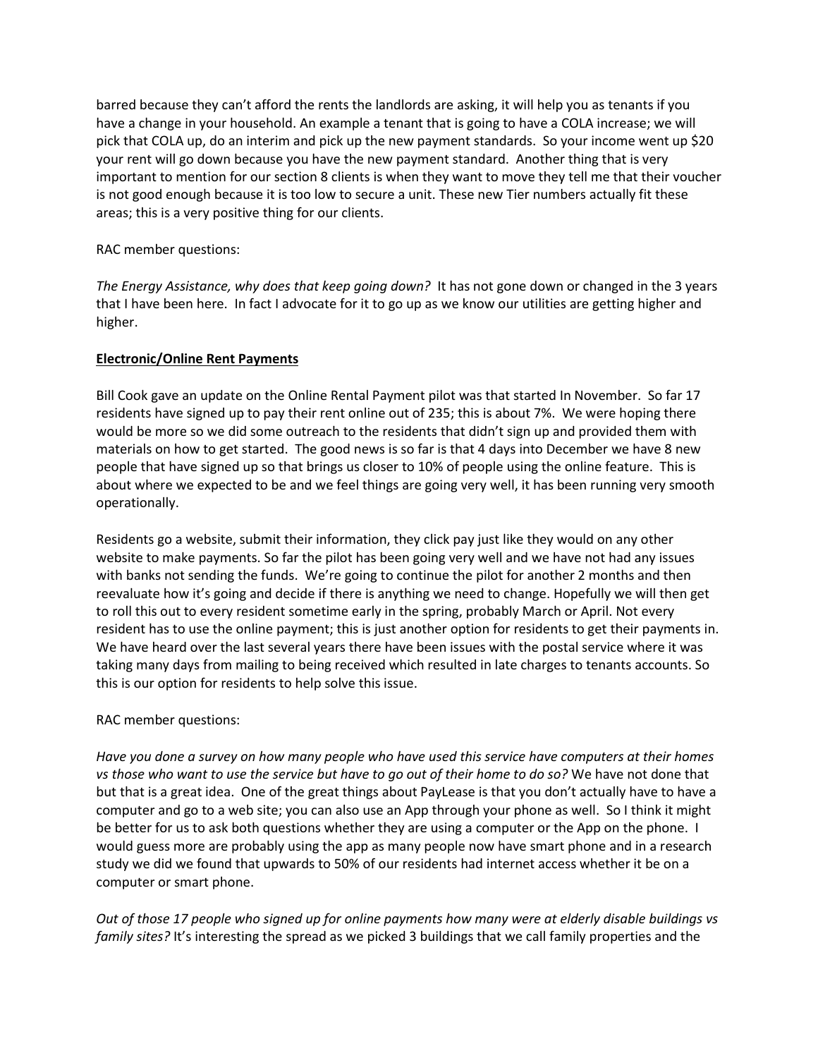barred because they can't afford the rents the landlords are asking, it will help you as tenants if you have a change in your household. An example a tenant that is going to have a COLA increase; we will pick that COLA up, do an interim and pick up the new payment standards. So your income went up $20 your rent will go down because you have the new payment standard. Another thing that is very important to mention for our section 8 clients is when they want to move they tell me that their voucher is not good enough because it is too low to secure a unit. These new Tier numbers actually fit these areas; this is a very positive thing for our clients.

RAC member questions:

*The Energy Assistance, why does that keep going down?* It has not gone down or changed in the 3 years that I have been here. In fact I advocate for it to go up as we know our utilities are getting higher and higher.

**Electronic/Online Rent Payments**

Bill Cook gave an update on the Online Rental Payment pilot was that started In November. So far 17 residents have signed up to pay their rent online out of 235; this is about 7%. We were hoping there would be more so we did some outreach to the residents that didn't sign up and provided them with materials on how to get started. The good news is so far is that 4 days into December we have 8 new people that have signed up so that brings us closer to 10% of people using the online feature. This is about where we expected to be and we feel things are going very well, it has been running very smooth operationally.

Residents go a website, submit their information, they click pay just like they would on any other website to make payments. So far the pilot has been going very well and we have not had any issues with banks not sending the funds. We're going to continue the pilot for another 2 months and then reevaluate how it's going and decide if there is anything we need to change. Hopefully we will then get to roll this out to every resident sometime early in the spring, probably March or April. Not every resident has to use the online payment; this is just another option for residents to get their payments in. We have heard over the last several years there have been issues with the postal service where it was taking many days from mailing to being received which resulted in late charges to tenants accounts. So this is our option for residents to help solve this issue.

RAC member questions:

*Have you done a survey on how many people who have used this service have computers at their homes vs those who want to use the service but have to go out of their home to do so?* We have not done that but that is a great idea. One of the great things about PayLease is that you don't actually have to have a computer and go to a web site; you can also use an App through your phone as well. So I think it might be better for us to ask both questions whether they are using a computer or the App on the phone. I would guess more are probably using the app as many people now have smart phone and in a research study we did we found that upwards to 50% of our residents had internet access whether it be on a computer or smart phone.

*Out of those 17 people who signed up for online payments how many were at elderly disable buildings vs family sites?* It's interesting the spread as we picked 3 buildings that we call family properties and the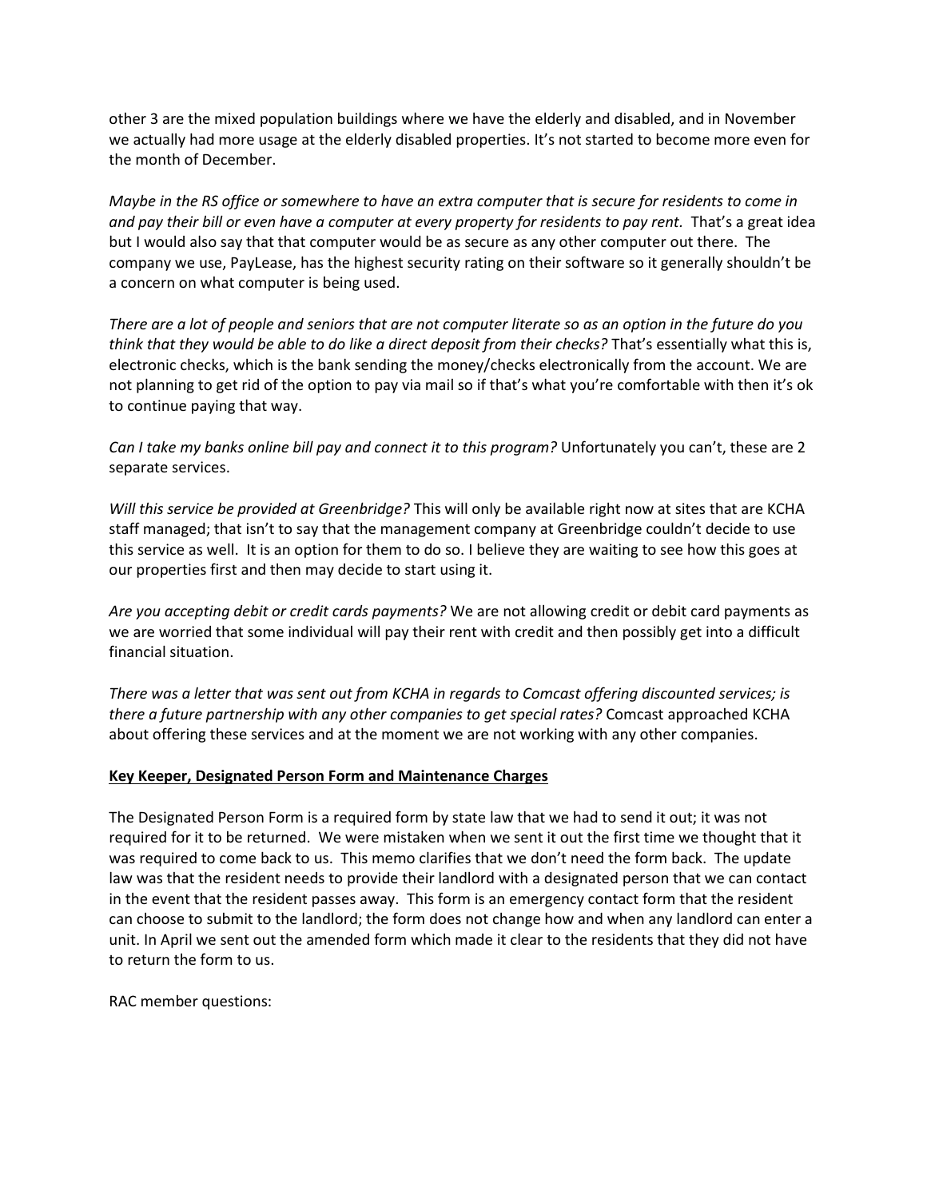other 3 are the mixed population buildings where we have the elderly and disabled, and in November we actually had more usage at the elderly disabled properties. It's not started to become more even for the month of December.

*Maybe in the RS office or somewhere to have an extra computer that is secure for residents to come in and pay their bill or even have a computer at every property for residents to pay rent.* That's a great idea but I would also say that that computer would be as secure as any other computer out there. The company we use, PayLease, has the highest security rating on their software so it generally shouldn't be a concern on what computer is being used.

*There are a lot of people and seniors that are not computer literate so as an option in the future do you think that they would be able to do like a direct deposit from their checks?* That's essentially what this is, electronic checks, which is the bank sending the money/checks electronically from the account. We are not planning to get rid of the option to pay via mail so if that's what you're comfortable with then it's ok to continue paying that way.

*Can I take my banks online bill pay and connect it to this program?* Unfortunately you can't, these are 2 separate services.

*Will this service be provided at Greenbridge?* This will only be available right now at sites that are KCHA staff managed; that isn't to say that the management company at Greenbridge couldn't decide to use this service as well. It is an option for them to do so. I believe they are waiting to see how this goes at our properties first and then may decide to start using it.

*Are you accepting debit or credit cards payments?* We are not allowing credit or debit card payments as we are worried that some individual will pay their rent with credit and then possibly get into a difficult financial situation.

*There was a letter that was sent out from KCHA in regards to Comcast offering discounted services; is there a future partnership with any other companies to get special rates?* Comcast approached KCHA about offering these services and at the moment we are not working with any other companies.

**Key Keeper, Designated Person Form and Maintenance Charges**

The Designated Person Form is a required form by state law that we had to send it out; it was not required for it to be returned. We were mistaken when we sent it out the first time we thought that it was required to come back to us. This memo clarifies that we don't need the form back. The update law was that the resident needs to provide their landlord with a designated person that we can contact in the event that the resident passes away. This form is an emergency contact form that the resident can choose to submit to the landlord; the form does not change how and when any landlord can enter a unit. In April we sent out the amended form which made it clear to the residents that they did not have to return the form to us.

RAC member questions: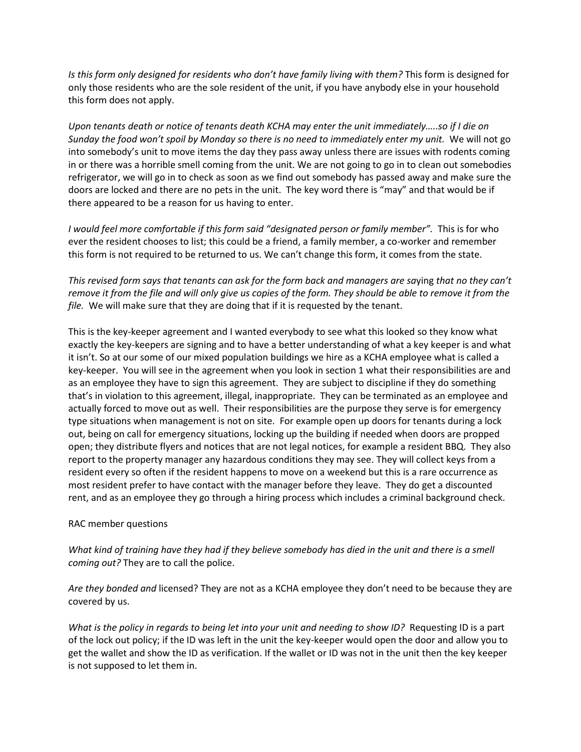*Is this form only designed for residents who don't have family living with them?* This form is designed for only those residents who are the sole resident of the unit, if you have anybody else in your household this form does not apply.

*Upon tenants death or notice of tenants death KCHA may enter the unit immediately…..so if I die on Sunday the food won't spoil by Monday so there is no need to immediately enter my unit.* We will not go into somebody's unit to move items the day they pass away unless there are issues with rodents coming in or there was a horrible smell coming from the unit. We are not going to go in to clean out somebodies refrigerator, we will go in to check as soon as we find out somebody has passed away and make sure the doors are locked and there are no pets in the unit. The key word there is "may" and that would be if there appeared to be a reason for us having to enter.

*I would feel more comfortable if this form said "designated person or family member".* This is for who ever the resident chooses to list; this could be a friend, a family member, a co-worker and remember this form is not required to be returned to us. We can't change this form, it comes from the state.

*This revised form says that tenants can ask for the form back and managers are saying that no they can't remove it from the file and will only give us copies of the form. They should be able to remove it from the file.* We will make sure that they are doing that if it is requested by the tenant.

This is the key-keeper agreement and I wanted everybody to see what this looked so they know what exactly the key-keepers are signing and to have a better understanding of what a key keeper is and what it isn't. So at our some of our mixed population buildings we hire as a KCHA employee what is called a key-keeper. You will see in the agreement when you look in section 1 what their responsibilities are and as an employee they have to sign this agreement. They are subject to discipline if they do something that's in violation to this agreement, illegal, inappropriate. They can be terminated as an employee and actually forced to move out as well. Their responsibilities are the purpose they serve is for emergency type situations when management is not on site. For example open up doors for tenants during a lock out, being on call for emergency situations, locking up the building if needed when doors are propped open; they distribute flyers and notices that are not legal notices, for example a resident BBQ. They also report to the property manager any hazardous conditions they may see. They will collect keys from a resident every so often if the resident happens to move on a weekend but this is a rare occurrence as most resident prefer to have contact with the manager before they leave. They do get a discounted rent, and as an employee they go through a hiring process which includes a criminal background check.

RAC member questions

*What kind of training have they had if they believe somebody has died in the unit and there is a smell coming out?* They are to call the police.

*Are they bonded and* licensed? They are not as a KCHA employee they don't need to be because they are covered by us.

*What is the policy in regards to being let into your unit and needing to show ID?* Requesting ID is a part of the lock out policy; if the ID was left in the unit the key-keeper would open the door and allow you to get the wallet and show the ID as verification. If the wallet or ID was not in the unit then the key keeper is not supposed to let them in.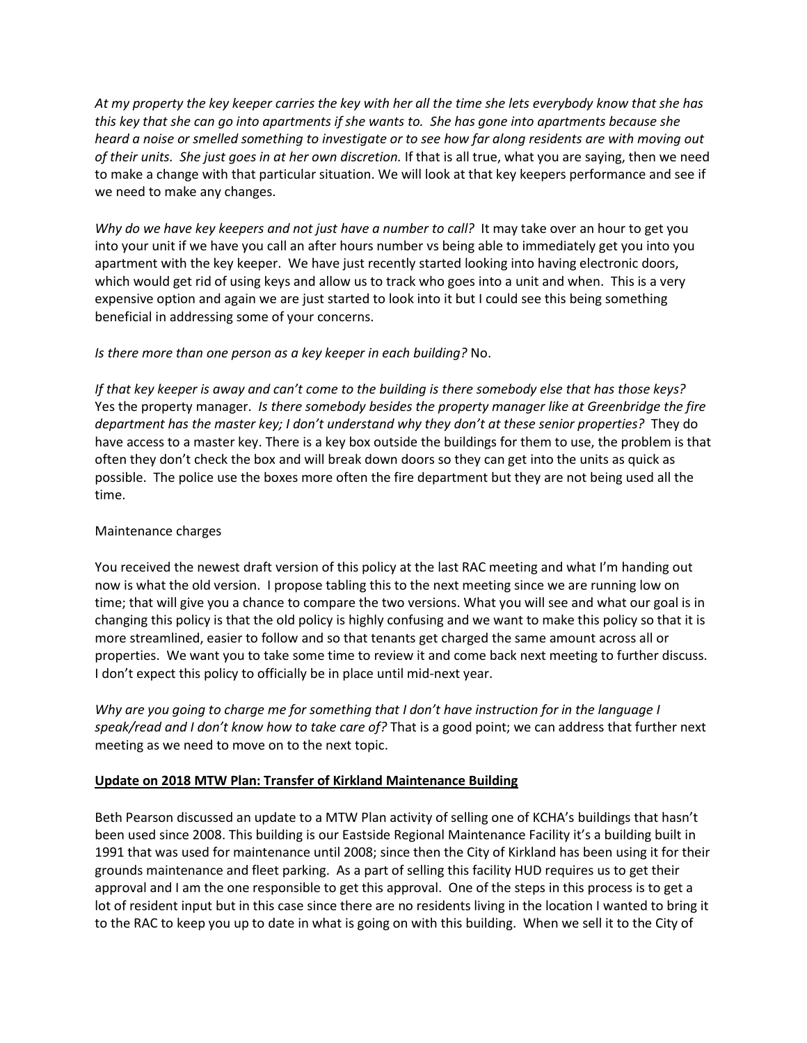*At my property the key keeper carries the key with her all the time she lets everybody know that she has this key that she can go into apartments if she wants to. She has gone into apartments because she heard a noise or smelled something to investigate or to see how far along residents are with moving out of their units. She just goes in at her own discretion.* If that is all true, what you are saying, then we need to make a change with that particular situation. We will look at that key keepers performance and see if we need to make any changes.

*Why do we have key keepers and not just have a number to call?* It may take over an hour to get you into your unit if we have you call an after hours number vs being able to immediately get you into you apartment with the key keeper. We have just recently started looking into having electronic doors, which would get rid of using keys and allow us to track who goes into a unit and when. This is a very expensive option and again we are just started to look into it but I could see this being something beneficial in addressing some of your concerns.

*Is there more than one person as a key keeper in each building?* No.

*If that key keeper is away and can't come to the building is there somebody else that has those keys?* Yes the property manager. *Is there somebody besides the property manager like at Greenbridge the fire department has the master key; I don't understand why they don't at these senior properties?* They do have access to a master key. There is a key box outside the buildings for them to use, the problem is that often they don't check the box and will break down doors so they can get into the units as quick as possible. The police use the boxes more often the fire department but they are not being used all the time.

Maintenance charges

You received the newest draft version of this policy at the last RAC meeting and what I'm handing out now is what the old version. I propose tabling this to the next meeting since we are running low on time; that will give you a chance to compare the two versions. What you will see and what our goal is in changing this policy is that the old policy is highly confusing and we want to make this policy so that it is more streamlined, easier to follow and so that tenants get charged the same amount across all or properties. We want you to take some time to review it and come back next meeting to further discuss. I don't expect this policy to officially be in place until mid-next year.

*Why are you going to charge me for something that I don't have instruction for in the language I speak/read and I don't know how to take care of?* That is a good point; we can address that further next meeting as we need to move on to the next topic.

**Update on 2018 MTW Plan: Transfer of Kirkland Maintenance Building**

Beth Pearson discussed an update to a MTW Plan activity of selling one of KCHA's buildings that hasn't been used since 2008. This building is our Eastside Regional Maintenance Facility it's a building built in 1991 that was used for maintenance until 2008; since then the City of Kirkland has been using it for their grounds maintenance and fleet parking. As a part of selling this facility HUD requires us to get their approval and I am the one responsible to get this approval. One of the steps in this process is to get a lot of resident input but in this case since there are no residents living in the location I wanted to bring it to the RAC to keep you up to date in what is going on with this building. When we sell it to the City of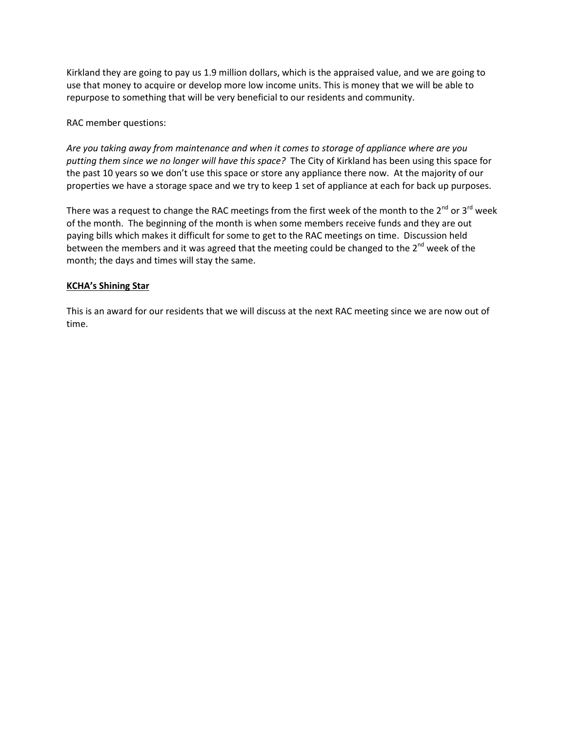Kirkland they are going to pay us 1.9 million dollars, which is the appraised value, and we are going to use that money to acquire or develop more low income units. This is money that we will be able to repurpose to something that will be very beneficial to our residents and community.

RAC member questions:

*Are you taking away from maintenance and when it comes to storage of appliance where are you putting them since we no longer will have this space?* The City of Kirkland has been using this space for the past 10 years so we don't use this space or store any appliance there now. At the majority of our properties we have a storage space and we try to keep 1 set of appliance at each for back up purposes.

There was a request to change the RAC meetings from the first week of the month to the 2nd or 3rd week of the month. The beginning of the month is when some members receive funds and they are out paying bills which makes it difficult for some to get to the RAC meetings on time. Discussion held between the members and it was agreed that the meeting could be changed to the 2nd week of the month; the days and times will stay the same.

**KCHA's Shining Star**

This is an award for our residents that we will discuss at the next RAC meeting since we are now out of time.